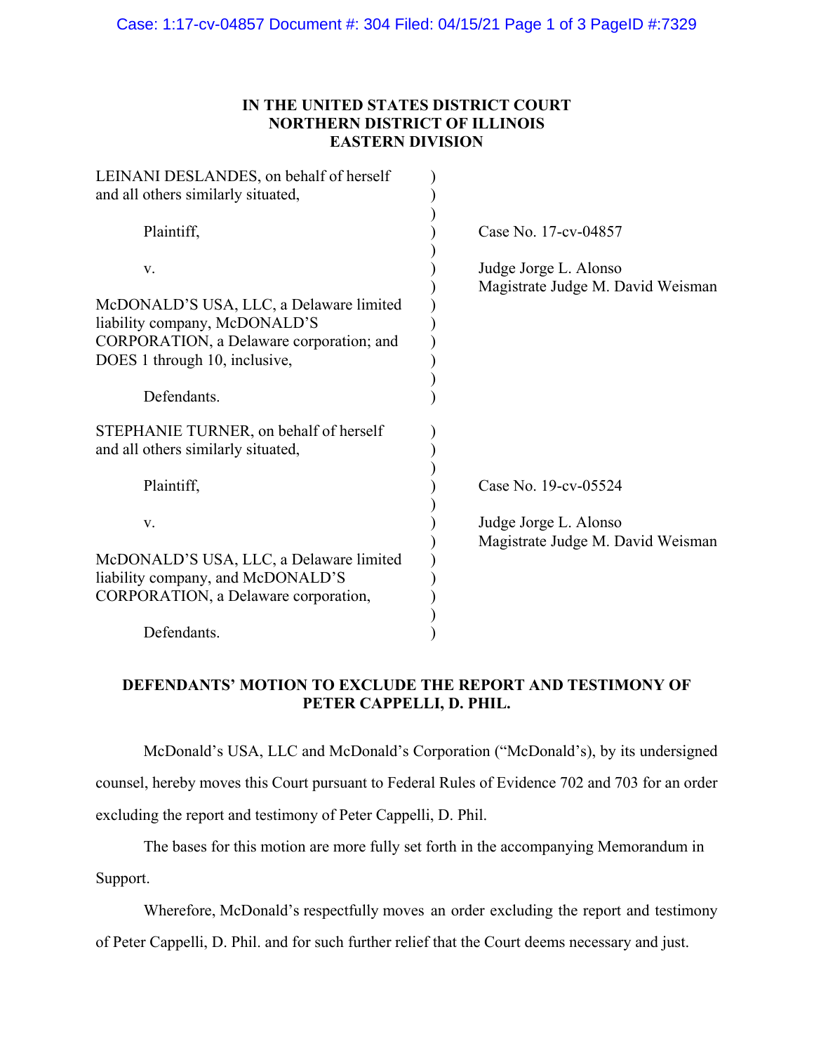**IN THE UNITED STATES DISTRICT COURT**
**NORTHERN DISTRICT OF ILLINOIS**
**EASTERN DIVISION**

| | |
|---|---|
| LEINANI DESLANDES, on behalf of herself and all others similarly situated,<br><br>Plaintiff,<br><br>v.<br><br>McDONALD'S USA, LLC, a Delaware limited liability company, McDONALD'S CORPORATION, a Delaware corporation; and DOES 1 through 10, inclusive,<br><br>Defendants. | Case No. 17-cv-04857<br><br>Judge Jorge L. Alonso<br>Magistrate Judge M. David Weisman |
| STEPHANIE TURNER, on behalf of herself and all others similarly situated,<br><br>Plaintiff,<br><br>v.<br><br>McDONALD'S USA, LLC, a Delaware limited liability company, and McDONALD'S CORPORATION, a Delaware corporation,<br><br>Defendants. | Case No. 19-cv-05524<br><br>Judge Jorge L. Alonso<br>Magistrate Judge M. David Weisman |

**DEFENDANTS' MOTION TO EXCLUDE THE REPORT AND TESTIMONY OF PETER CAPPELLI, D. PHIL.**

McDonald's USA, LLC and McDonald's Corporation ("McDonald's), by its undersigned counsel, hereby moves this Court pursuant to Federal Rules of Evidence 702 and 703 for an order excluding the report and testimony of Peter Cappelli, D. Phil.

The bases for this motion are more fully set forth in the accompanying Memorandum in Support.

Wherefore, McDonald's respectfully moves an order excluding the report and testimony of Peter Cappelli, D. Phil. and for such further relief that the Court deems necessary and just.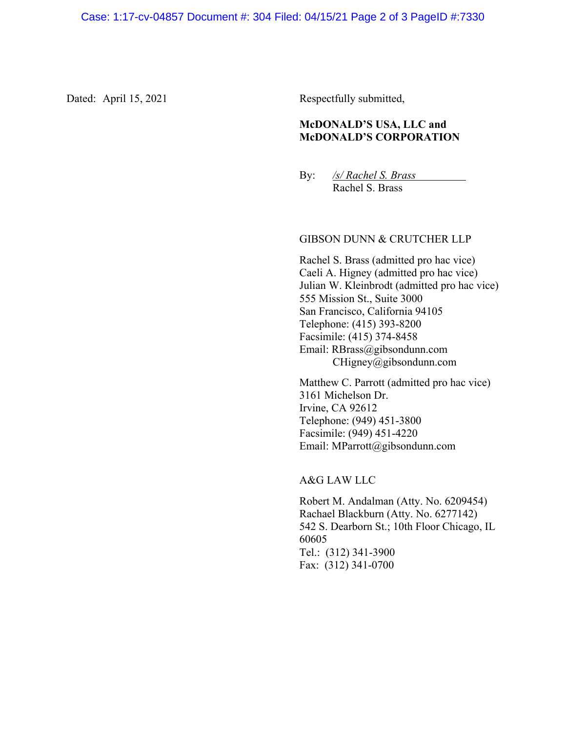Dated: April 15, 2021

Respectfully submitted,

**McDONALD'S USA, LLC and McDONALD'S CORPORATION**

By: */s/ Rachel S. Brass*
Rachel S. Brass

GIBSON DUNN & CRUTCHER LLP

Rachel S. Brass (admitted pro hac vice)
Caeli A. Higney (admitted pro hac vice)
Julian W. Kleinbrodt (admitted pro hac vice)
555 Mission St., Suite 3000
San Francisco, California 94105
Telephone: (415) 393-8200
Facsimile: (415) 374-8458
Email: RBrass@gibsondunn.com
CHigney@gibsondunn.com

Matthew C. Parrott (admitted pro hac vice)
3161 Michelson Dr.
Irvine, CA 92612
Telephone: (949) 451-3800
Facsimile: (949) 451-4220
Email: MParrott@gibsondunn.com

A&G LAW LLC

Robert M. Andalman (Atty. No. 6209454)
Rachael Blackburn (Atty. No. 6277142)
542 S. Dearborn St.; 10th Floor Chicago, IL 60605
Tel.: (312) 341-3900
Fax: (312) 341-0700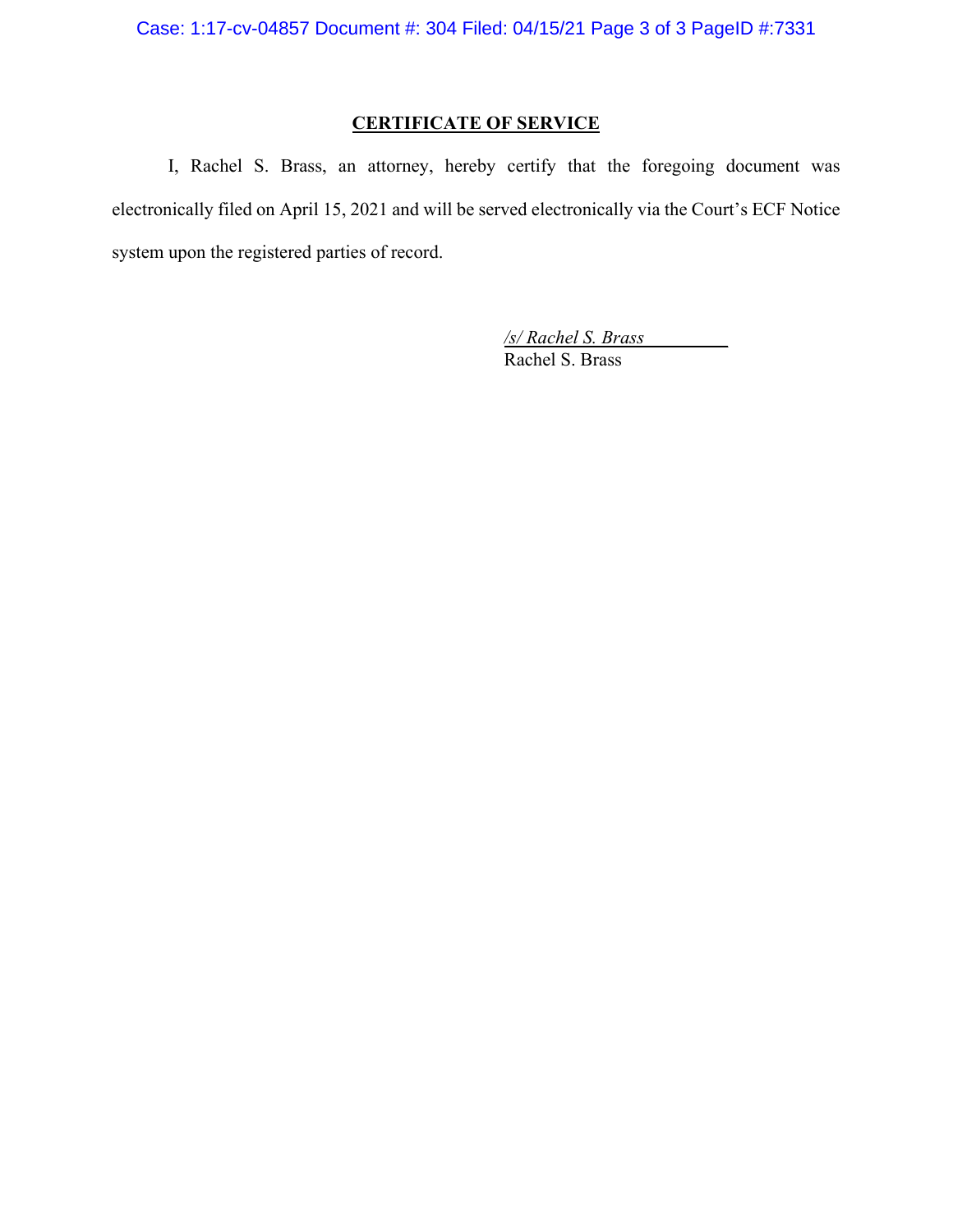**CERTIFICATE OF SERVICE**

I, Rachel S. Brass, an attorney, hereby certify that the foregoing document was electronically filed on April 15, 2021 and will be served electronically via the Court's ECF Notice system upon the registered parties of record.

*/s/ Rachel S. Brass*
Rachel S. Brass